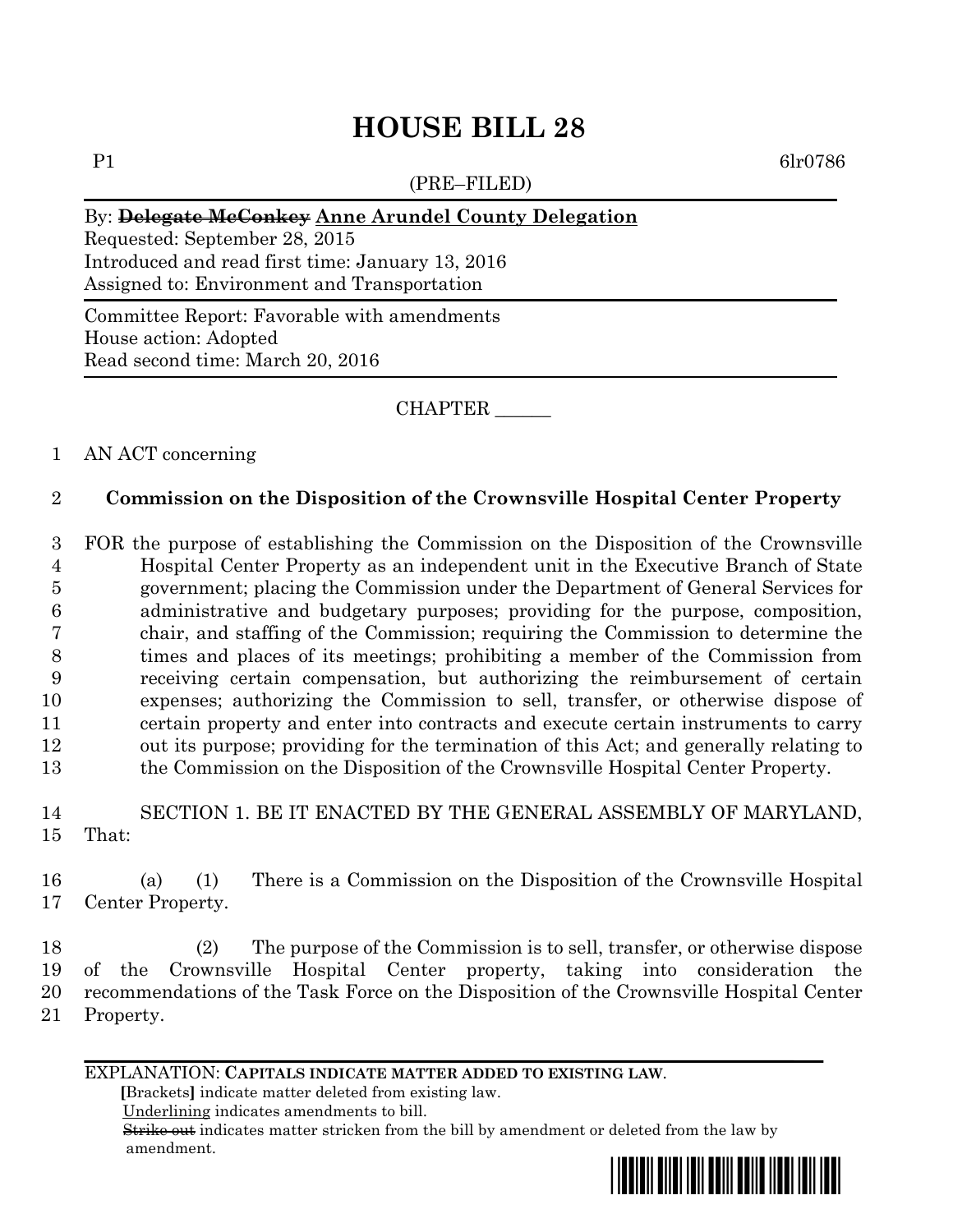# HOUSE BILL 28

P1 6lr0786

(PRE–FILED)

By: ~~Delegate McConkey~~ Anne Arundel County Delegation
Requested: September 28, 2015
Introduced and read first time: January 13, 2016
Assigned to: Environment and Transportation

Committee Report: Favorable with amendments
House action: Adopted
Read second time: March 20, 2016

CHAPTER ______

1 AN ACT concerning

2 **Commission on the Disposition of the Crownsville Hospital Center Property**

3 FOR the purpose of establishing the Commission on the Disposition of the Crownsville
4 Hospital Center Property as an independent unit in the Executive Branch of State
5 government; placing the Commission under the Department of General Services for
6 administrative and budgetary purposes; providing for the purpose, composition,
7 chair, and staffing of the Commission; requiring the Commission to determine the
8 times and places of its meetings; prohibiting a member of the Commission from
9 receiving certain compensation, but authorizing the reimbursement of certain
10 expenses; authorizing the Commission to sell, transfer, or otherwise dispose of
11 certain property and enter into contracts and execute certain instruments to carry
12 out its purpose; providing for the termination of this Act; and generally relating to
13 the Commission on the Disposition of the Crownsville Hospital Center Property.

14 SECTION 1. BE IT ENACTED BY THE GENERAL ASSEMBLY OF MARYLAND,
15 That:

16 (a) (1) There is a Commission on the Disposition of the Crownsville Hospital
17 Center Property.

18 (2) The purpose of the Commission is to sell, transfer, or otherwise dispose
19 of the Crownsville Hospital Center property, taking into consideration the
20 recommendations of the Task Force on the Disposition of the Crownsville Hospital Center
21 Property.

EXPLANATION: **CAPITALS INDICATE MATTER ADDED TO EXISTING LAW.**
**[**Brackets**]** indicate matter deleted from existing law.
Underlining indicates amendments to bill.
~~Strike out~~ indicates matter stricken from the bill by amendment or deleted from the law by amendment.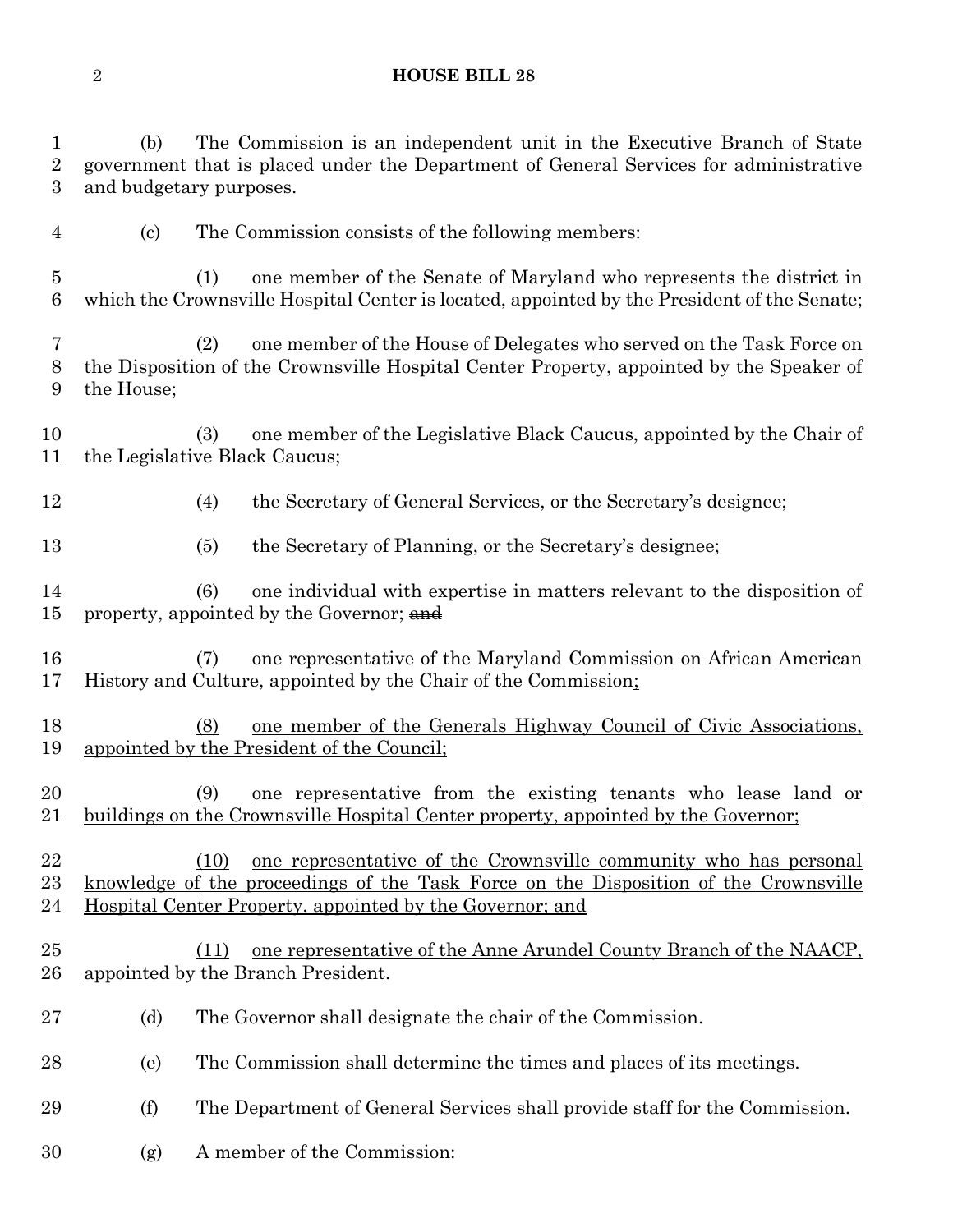(b) The Commission is an independent unit in the Executive Branch of State government that is placed under the Department of General Services for administrative and budgetary purposes.

(c) The Commission consists of the following members:

(1) one member of the Senate of Maryland who represents the district in which the Crownsville Hospital Center is located, appointed by the President of the Senate;

(2) one member of the House of Delegates who served on the Task Force on the Disposition of the Crownsville Hospital Center Property, appointed by the Speaker of the House;

(3) one member of the Legislative Black Caucus, appointed by the Chair of the Legislative Black Caucus;

(4) the Secretary of General Services, or the Secretary's designee;

(5) the Secretary of Planning, or the Secretary's designee;

(6) one individual with expertise in matters relevant to the disposition of property, appointed by the Governor; ~~and~~

(7) one representative of the Maryland Commission on African American History and Culture, appointed by the Chair of the Commission<u>;</u>

<u>(8) one member of the Generals Highway Council of Civic Associations, appointed by the President of the Council;</u>

<u>(9) one representative from the existing tenants who lease land or buildings on the Crownsville Hospital Center property, appointed by the Governor;</u>

<u>(10) one representative of the Crownsville community who has personal knowledge of the proceedings of the Task Force on the Disposition of the Crownsville Hospital Center Property, appointed by the Governor; and</u>

<u>(11) one representative of the Anne Arundel County Branch of the NAACP, appointed by the Branch President</u>.

(d) The Governor shall designate the chair of the Commission.

(e) The Commission shall determine the times and places of its meetings.

(f) The Department of General Services shall provide staff for the Commission.

(g) A member of the Commission: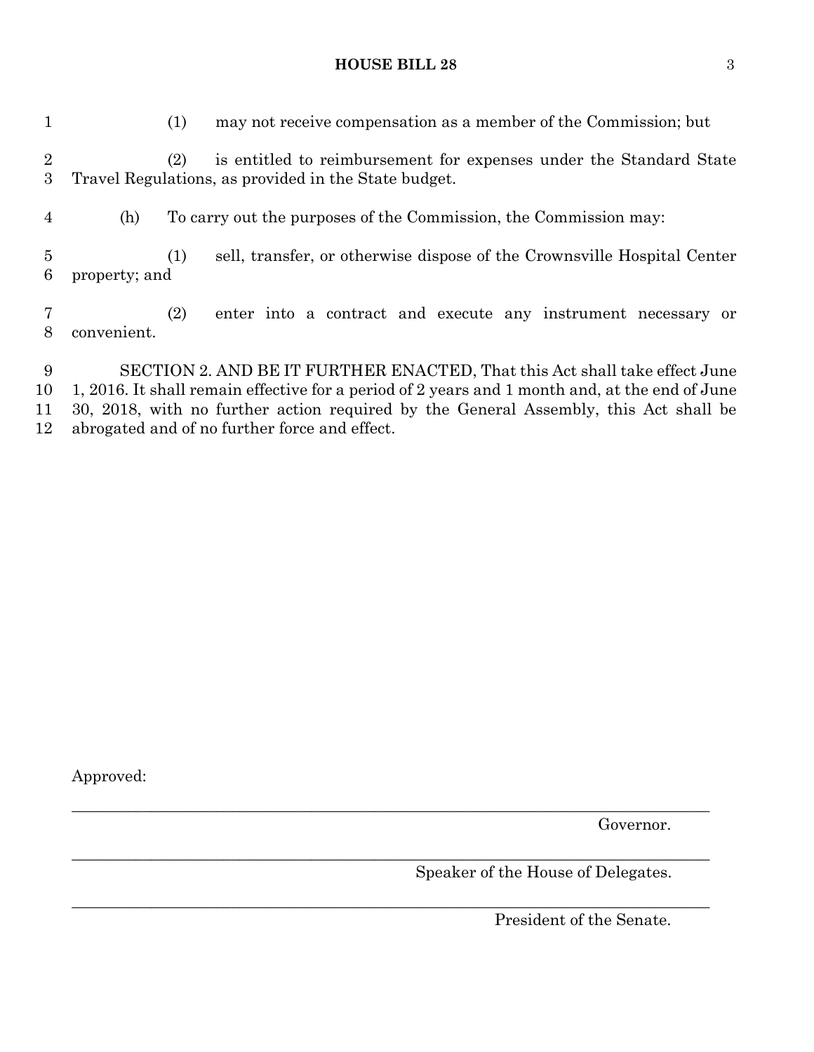(1) may not receive compensation as a member of the Commission; but

(2) is entitled to reimbursement for expenses under the Standard State Travel Regulations, as provided in the State budget.

(h) To carry out the purposes of the Commission, the Commission may:

(1) sell, transfer, or otherwise dispose of the Crownsville Hospital Center property; and

(2) enter into a contract and execute any instrument necessary or convenient.

SECTION 2. AND BE IT FURTHER ENACTED, That this Act shall take effect June 1, 2016. It shall remain effective for a period of 2 years and 1 month and, at the end of June 30, 2018, with no further action required by the General Assembly, this Act shall be abrogated and of no further force and effect.

Approved:

\_\_\_\_\_\_\_\_\_\_\_\_\_\_\_\_\_\_\_\_\_\_\_\_\_\_\_\_\_\_\_\_\_\_\_\_\_\_\_\_

Governor.

\_\_\_\_\_\_\_\_\_\_\_\_\_\_\_\_\_\_\_\_\_\_\_\_\_\_\_\_\_\_\_\_\_\_\_\_\_\_\_\_

Speaker of the House of Delegates.

\_\_\_\_\_\_\_\_\_\_\_\_\_\_\_\_\_\_\_\_\_\_\_\_\_\_\_\_\_\_\_\_\_\_\_\_\_\_\_\_

President of the Senate.